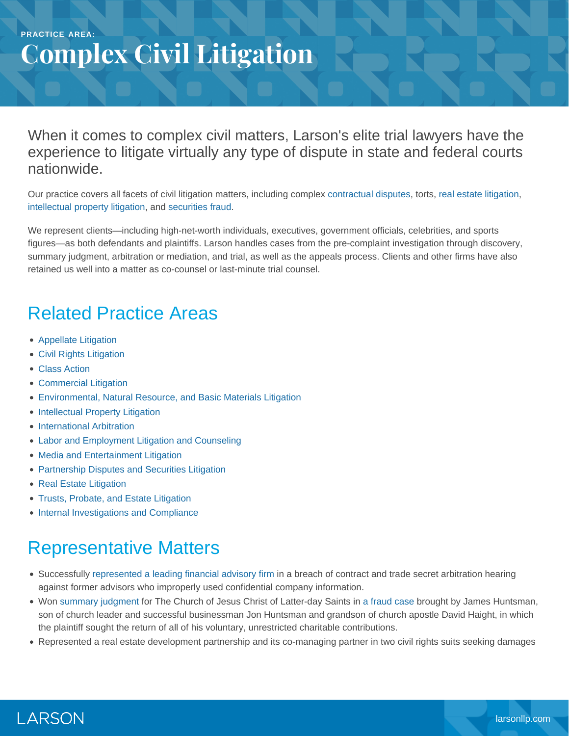PRACTICE AREA:

# Complex Civil Litigation

When it comes to complex civil matters, Larson's elite trial lawyers have the experience to litigate virtually any type of dispute in state and federal courts nationwide.

Our practice covers all facets of civil litigation matters, including complex contractual disputes, torts, real estate litigation, intellectual property litigation, and securities fraud.

We represent clients—including high-net-worth individuals, executives, government officials, celebrities, and sports figures—as both defendants and plaintiffs. Larson handles cases from the pre-complaint investigation through discovery, summary judgment, arbitration or mediation, and trial, as well as the appeals process. Clients and other firms have also retained us well into a matter as co-counsel or last-minute trial counsel.

## Related Practice Areas

- Appellate Litigation
- Civil Rights Litigation
- Class Action
- Commercial Litigation
- Environmental, Natural Resource, and Basic Materials Litigation
- Intellectual Property Litigation
- International Arbitration
- Labor and Employment Litigation and Counseling
- Media and Entertainment Litigation
- Partnership Disputes and Securities Litigation
- Real Estate Litigation
- Trusts, Probate, and Estate Litigation
- Internal Investigations and Compliance

## Representative Matters

- Successfully represented a leading financial advisory firm in a breach of contract and trade secret arbitration hearing against former advisors who improperly used confidential company information.
- Won summary judgment for The Church of Jesus Christ of Latter-day Saints in a fraud case brought by James Huntsman, son of church leader and successful businessman Jon Huntsman and grandson of church apostle David Haight, in which the plaintiff sought the return of all of his voluntary, unrestricted charitable contributions.
- Represented a real estate development partnership and its co-managing partner in two civil rights suits seeking damages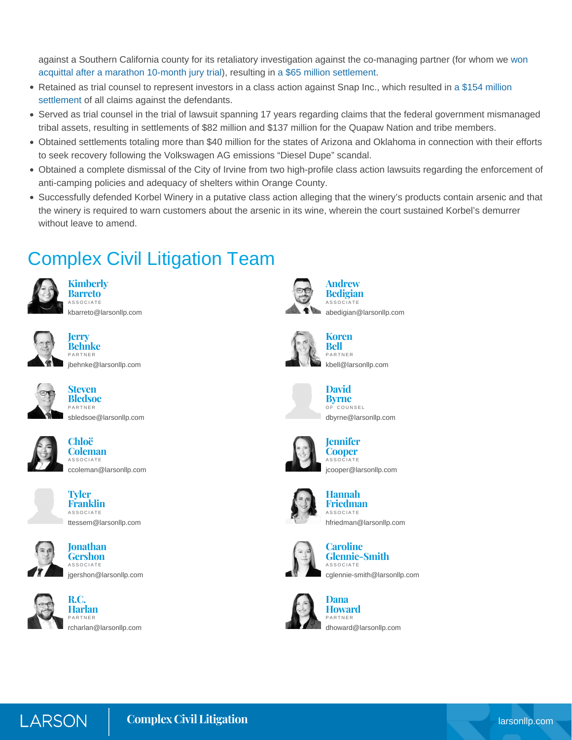against a Southern California county for its retaliatory investigation against the co-managing partner (for whom we won acquittal after a marathon 10-month jury trial), resulting in a $65 million settlement.

- Retained as trial counsel to represent investors in a class action against Snap Inc., which resulted in a $154 million settlement of all claims against the defendants.
- Served as trial counsel in the trial of lawsuit spanning 17 years regarding claims that the federal government mismanaged tribal assets, resulting in settlements of $82 million and $137 million for the Quapaw Nation and tribe members.
- Obtained settlements totaling more than $40 million for the states of Arizona and Oklahoma in connection with their efforts to seek recovery following the Volkswagen AG emissions "Diesel Dupe" scandal.
- Obtained a complete dismissal of the City of Irvine from two high-profile class action lawsuits regarding the enforcement of anti-camping policies and adequacy of shelters within Orange County.
- Successfully defended Korbel Winery in a putative class action alleging that the winery's products contain arsenic and that the winery is required to warn customers about the arsenic in its wine, wherein the court sustained Korbel's demurrer without leave to amend.

## Complex Civil Litigation Team

**Kimberly Barreto**
ASSOCIATE
kbarreto@larsonllp.com

**Jerry Behnke**
PARTNER
jbehnke@larsonllp.com

**Steven Bledsoe**
PARTNER
sbledsoe@larsonllp.com

**Chloë Coleman**
ASSOCIATE
ccoleman@larsonllp.com

**Tyler Franklin**
ASSOCIATE
ttessem@larsonllp.com

**Jonathan Gershon**
ASSOCIATE
jgershon@larsonllp.com

**R.C. Harlan**
PARTNER
rcharlan@larsonllp.com

**Andrew Bedigian**
ASSOCIATE
abedigian@larsonllp.com

**Koren Bell**
PARTNER
kbell@larsonllp.com

**David Byrne**
OF COUNSEL
dbyrne@larsonllp.com

**Jennifer Cooper**
ASSOCIATE
jcooper@larsonllp.com

**Hannah Friedman**
ASSOCIATE
hfriedman@larsonllp.com

**Caroline Glennie-Smith**
ASSOCIATE
cglennie-smith@larsonllp.com

**Dana Howard**
PARTNER
dhoward@larsonllp.com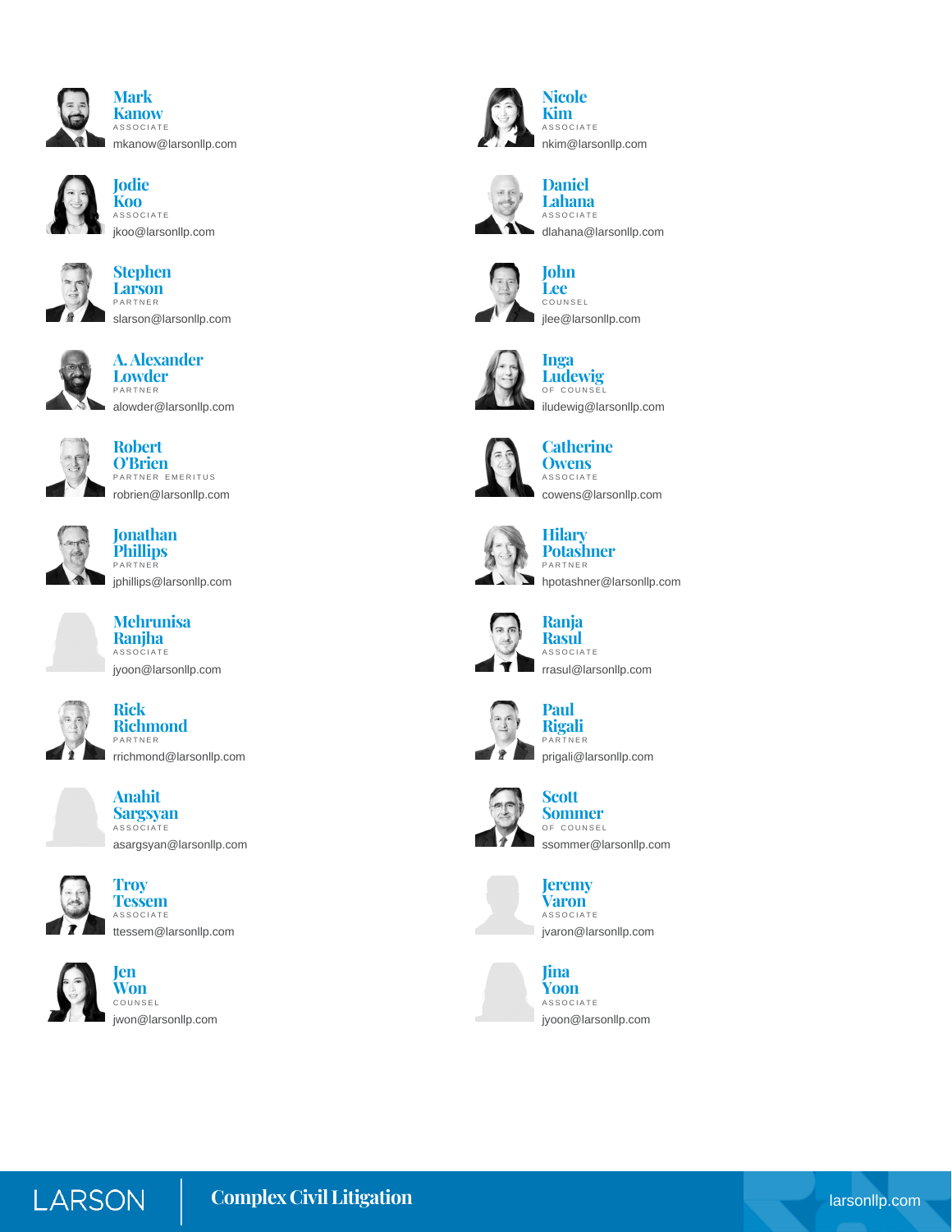**Mark Kanow**
ASSOCIATE
mkanow@larsonllp.com

**Jodie Koo**
ASSOCIATE
jkoo@larsonllp.com

**Stephen Larson**
PARTNER
slarson@larsonllp.com

**A. Alexander Lowder**
PARTNER
alowder@larsonllp.com

**Robert O'Brien**
PARTNER EMERITUS
robrien@larsonllp.com

**Jonathan Phillips**
PARTNER
jphillips@larsonllp.com

**Mehrunisa Ranjha**
ASSOCIATE
jyoon@larsonllp.com

**Rick Richmond**
PARTNER
rrichmond@larsonllp.com

**Anahit Sargsyan**
ASSOCIATE
asargsyan@larsonllp.com

**Troy Tessem**
ASSOCIATE
ttessem@larsonllp.com

**Jen Won**
COUNSEL
jwon@larsonllp.com

**Nicole Kim**
ASSOCIATE
nkim@larsonllp.com

**Daniel Lahana**
ASSOCIATE
dlahana@larsonllp.com

**John Lee**
COUNSEL
jlee@larsonllp.com

**Inga Ludewig**
OF COUNSEL
iludewig@larsonllp.com

**Catherine Owens**
ASSOCIATE
cowens@larsonllp.com

**Hilary Potashner**
PARTNER
hpotashner@larsonllp.com

**Ranja Rasul**
ASSOCIATE
rrasul@larsonllp.com

**Paul Rigali**
PARTNER
prigali@larsonllp.com

**Scott Sommer**
OF COUNSEL
ssommer@larsonllp.com

**Jeremy Varon**
ASSOCIATE
jvaron@larsonllp.com

**Jina Yoon**
ASSOCIATE
jyoon@larsonllp.com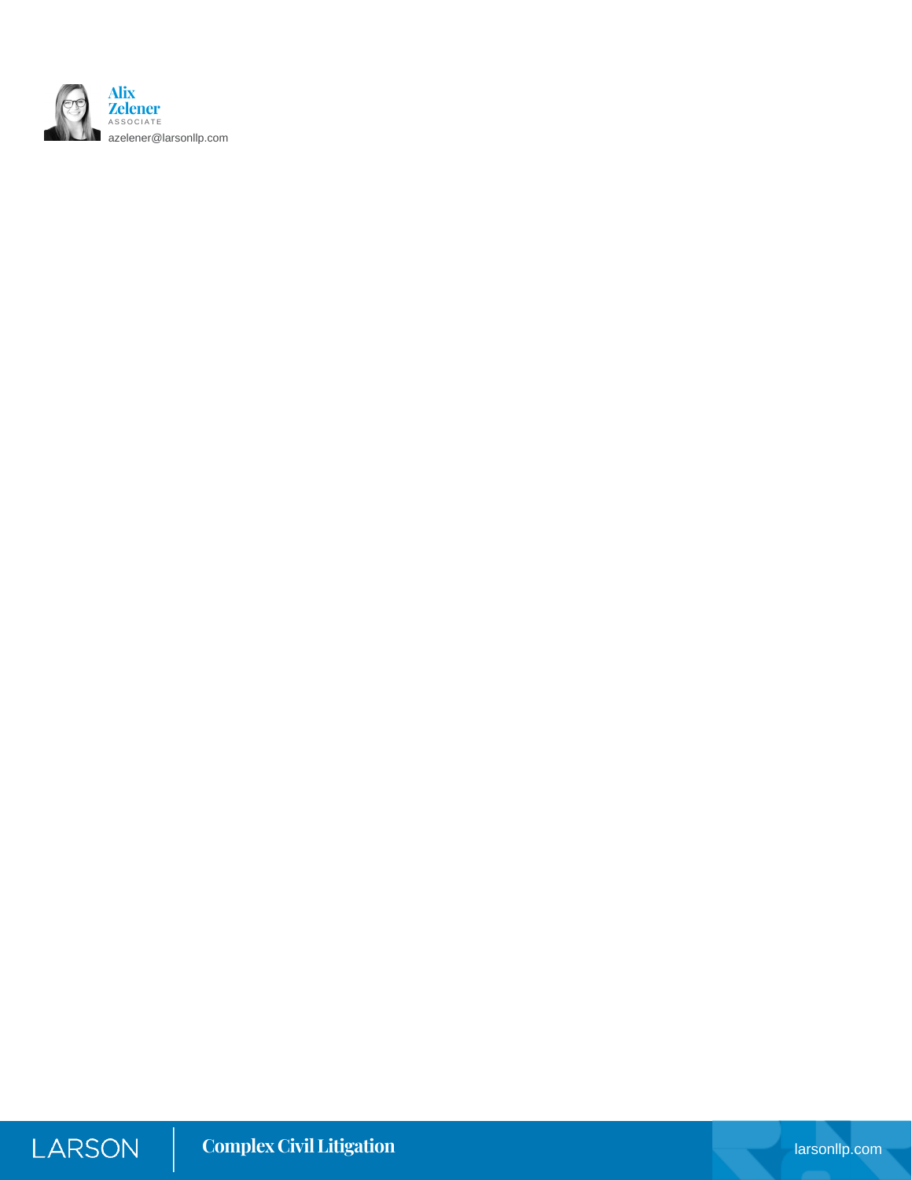**Alix Zelener**
ASSOCIATE
azelener@larsonllp.com